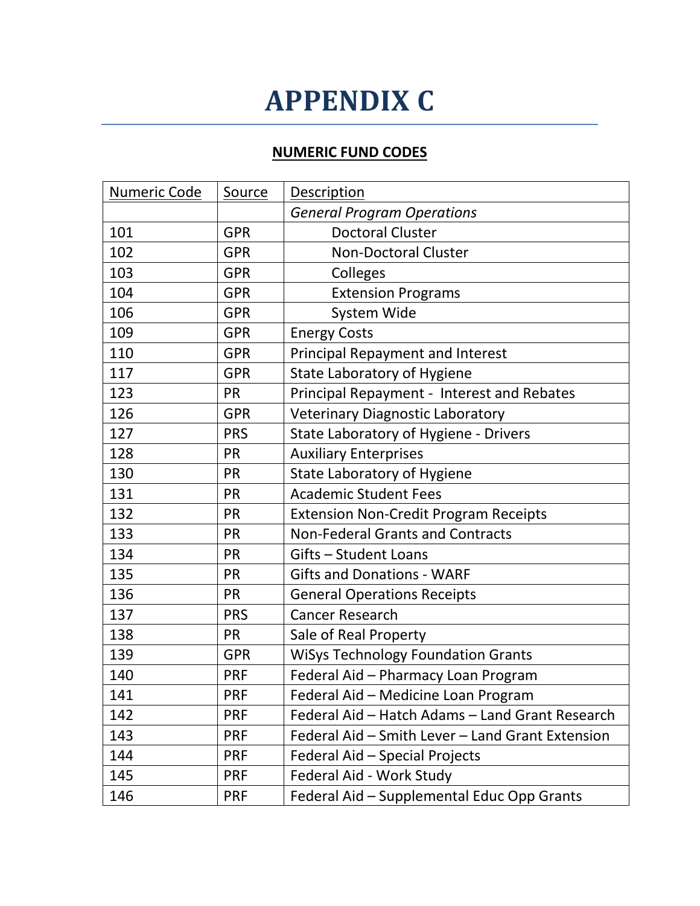# APPENDIX C

## NUMERIC FUND CODES

| Numeric Code | Source | Description |
|---|---|---|
| | | *General Program Operations* |
| 101 | GPR | Doctoral Cluster |
| 102 | GPR | Non-Doctoral Cluster |
| 103 | GPR | Colleges |
| 104 | GPR | Extension Programs |
| 106 | GPR | System Wide |
| 109 | GPR | Energy Costs |
| 110 | GPR | Principal Repayment and Interest |
| 117 | GPR | State Laboratory of Hygiene |
| 123 | PR | Principal Repayment - Interest and Rebates |
| 126 | GPR | Veterinary Diagnostic Laboratory |
| 127 | PRS | State Laboratory of Hygiene - Drivers |
| 128 | PR | Auxiliary Enterprises |
| 130 | PR | State Laboratory of Hygiene |
| 131 | PR | Academic Student Fees |
| 132 | PR | Extension Non-Credit Program Receipts |
| 133 | PR | Non-Federal Grants and Contracts |
| 134 | PR | Gifts – Student Loans |
| 135 | PR | Gifts and Donations - WARF |
| 136 | PR | General Operations Receipts |
| 137 | PRS | Cancer Research |
| 138 | PR | Sale of Real Property |
| 139 | GPR | WiSys Technology Foundation Grants |
| 140 | PRF | Federal Aid – Pharmacy Loan Program |
| 141 | PRF | Federal Aid – Medicine Loan Program |
| 142 | PRF | Federal Aid – Hatch Adams – Land Grant Research |
| 143 | PRF | Federal Aid – Smith Lever – Land Grant Extension |
| 144 | PRF | Federal Aid – Special Projects |
| 145 | PRF | Federal Aid - Work Study |
| 146 | PRF | Federal Aid – Supplemental Educ Opp Grants |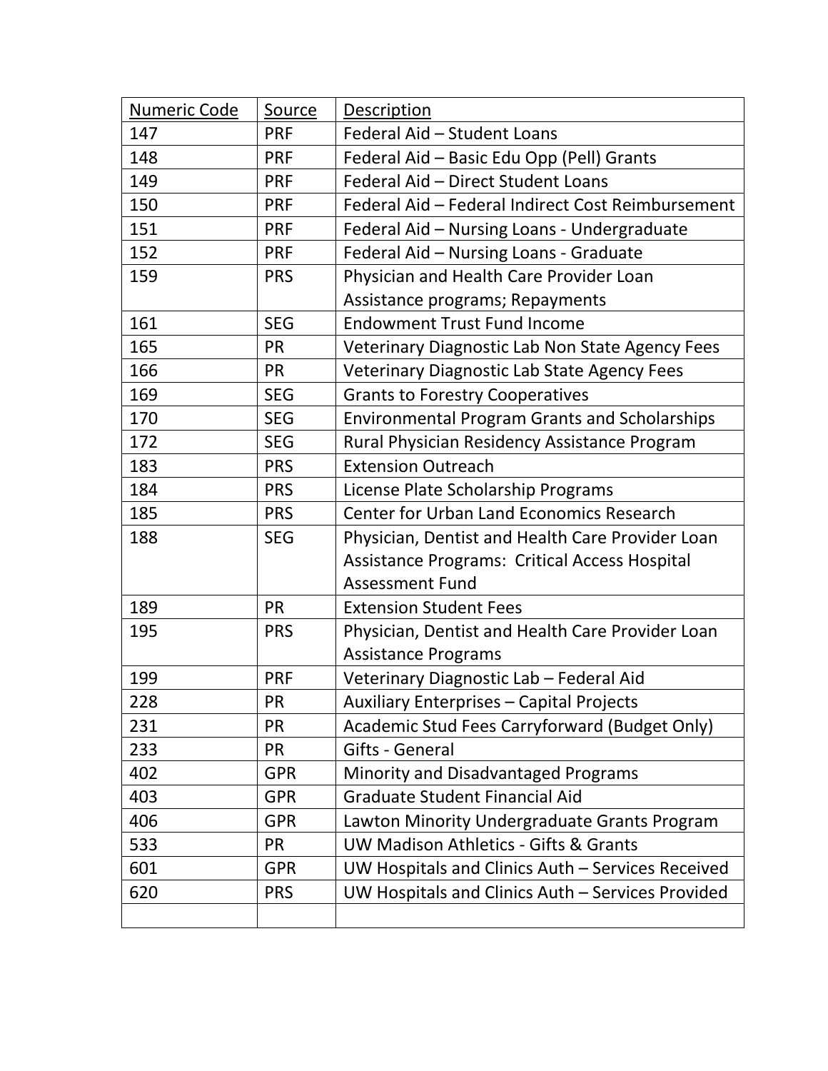| Numeric Code | Source | Description |
| --- | --- | --- |
| 147 | PRF | Federal Aid – Student Loans |
| 148 | PRF | Federal Aid – Basic Edu Opp (Pell) Grants |
| 149 | PRF | Federal Aid – Direct Student Loans |
| 150 | PRF | Federal Aid – Federal Indirect Cost Reimbursement |
| 151 | PRF | Federal Aid – Nursing Loans - Undergraduate |
| 152 | PRF | Federal Aid – Nursing Loans - Graduate |
| 159 | PRS | Physician and Health Care Provider Loan Assistance programs; Repayments |
| 161 | SEG | Endowment Trust Fund Income |
| 165 | PR | Veterinary Diagnostic Lab Non State Agency Fees |
| 166 | PR | Veterinary Diagnostic Lab State Agency Fees |
| 169 | SEG | Grants to Forestry Cooperatives |
| 170 | SEG | Environmental Program Grants and Scholarships |
| 172 | SEG | Rural Physician Residency Assistance Program |
| 183 | PRS | Extension Outreach |
| 184 | PRS | License Plate Scholarship Programs |
| 185 | PRS | Center for Urban Land Economics Research |
| 188 | SEG | Physician, Dentist and Health Care Provider Loan Assistance Programs: Critical Access Hospital Assessment Fund |
| 189 | PR | Extension Student Fees |
| 195 | PRS | Physician, Dentist and Health Care Provider Loan Assistance Programs |
| 199 | PRF | Veterinary Diagnostic Lab – Federal Aid |
| 228 | PR | Auxiliary Enterprises – Capital Projects |
| 231 | PR | Academic Stud Fees Carryforward (Budget Only) |
| 233 | PR | Gifts - General |
| 402 | GPR | Minority and Disadvantaged Programs |
| 403 | GPR | Graduate Student Financial Aid |
| 406 | GPR | Lawton Minority Undergraduate Grants Program |
| 533 | PR | UW Madison Athletics - Gifts & Grants |
| 601 | GPR | UW Hospitals and Clinics Auth – Services Received |
| 620 | PRS | UW Hospitals and Clinics Auth – Services Provided |
| | | |